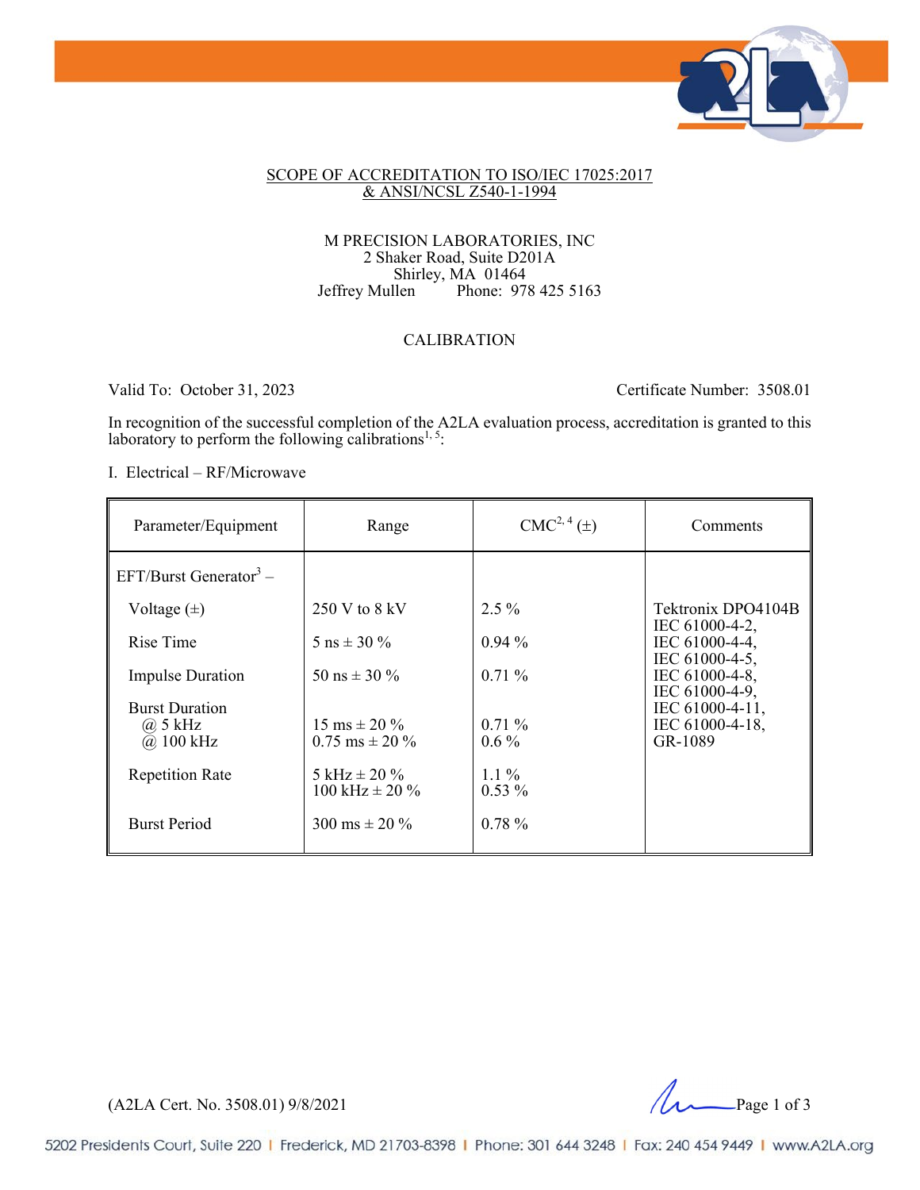## SCOPE OF ACCREDITATION TO ISO/IEC 17025:2017 & ANSI/NCSL Z540-1-1994

M PRECISION LABORATORIES, INC
2 Shaker Road, Suite D201A
Shirley, MA 01464
Jeffrey Mullen Phone: 978 425 5163

### CALIBRATION

Valid To: October 31, 2023 Certificate Number: 3508.01

In recognition of the successful completion of the A2LA evaluation process, accreditation is granted to this laboratory to perform the following calibrations[1, 5]:

I. Electrical – RF/Microwave

| Parameter/Equipment | Range | CMC[2, 4] (±) | Comments |
|---|---|---|---|
| EFT/Burst Generator[3] – | | | |
| Voltage (±) | 250 V to 8 kV | 2.5 % | Tektronix DPO4104B IEC 61000-4-2, IEC 61000-4-4, IEC 61000-4-5, IEC 61000-4-8, IEC 61000-4-9, IEC 61000-4-11, IEC 61000-4-18, GR-1089 |
| Rise Time | 5 ns ± 30 % | 0.94 % | |
| Impulse Duration | 50 ns ± 30 % | 0.71 % | |
| Burst Duration @ 5 kHz | 15 ms ± 20 % | 0.71 % | |
| @ 100 kHz | 0.75 ms ± 20 % | 0.6 % | |
| Repetition Rate | 5 kHz ± 20 % | 1.1 % | |
| | 100 kHz ± 20 % | 0.53 % | |
| Burst Period | 300 ms ± 20 % | 0.78 % | |

(A2LA Cert. No. 3508.01) 9/8/2021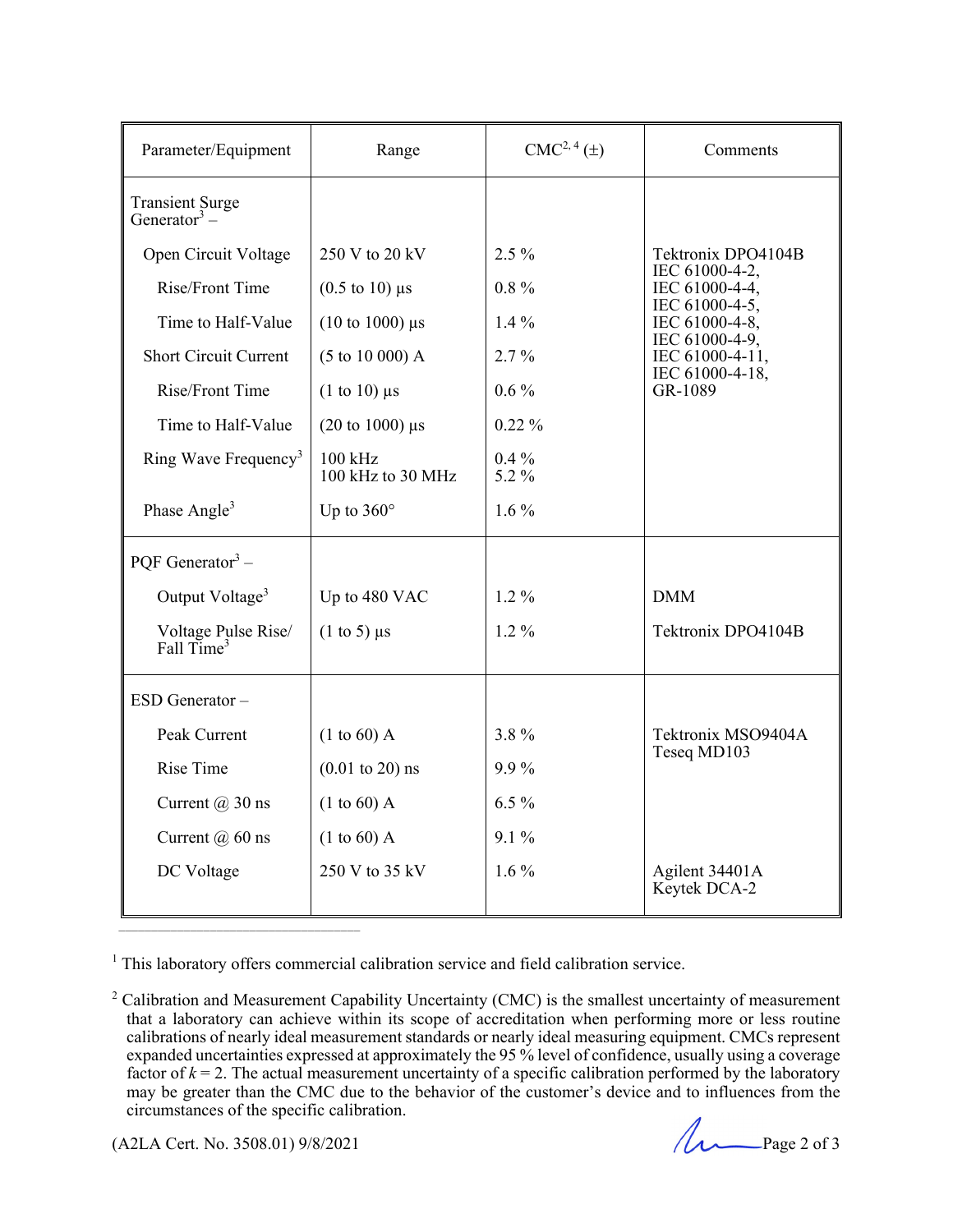| Parameter/Equipment | Range | CMC[2, 4] (±) | Comments |
|---|---|---|---|
| Transient Surge Generator[3] – | | | |
| Open Circuit Voltage | 250 V to 20 kV | 2.5 % | Tektronix DPO4104B IEC 61000-4-2, IEC 61000-4-4, IEC 61000-4-5, IEC 61000-4-8, IEC 61000-4-9, IEC 61000-4-11, IEC 61000-4-18, GR-1089 |
| Rise/Front Time | (0.5 to 10) µs | 0.8 % | |
| Time to Half-Value | (10 to 1000) µs | 1.4 % | |
| Short Circuit Current | (5 to 10 000) A | 2.7 % | |
| Rise/Front Time | (1 to 10) µs | 0.6 % | |
| Time to Half-Value | (20 to 1000) µs | 0.22 % | |
| Ring Wave Frequency[3] | 100 kHz<br>100 kHz to 30 MHz | 0.4 %<br>5.2 % | |
| Phase Angle[3] | Up to 360° | 1.6 % | |
| PQF Generator[3] – | | | |
| Output Voltage[3] | Up to 480 VAC | 1.2 % | DMM |
| Voltage Pulse Rise/ Fall Time[3] | (1 to 5) µs | 1.2 % | Tektronix DPO4104B |
| ESD Generator – | | | |
| Peak Current | (1 to 60) A | 3.8 % | Tektronix MSO9404A Teseq MD103 |
| Rise Time | (0.01 to 20) ns | 9.9 % | |
| Current @ 30 ns | (1 to 60) A | 6.5 % | |
| Current @ 60 ns | (1 to 60) A | 9.1 % | |
| DC Voltage | 250 V to 35 kV | 1.6 % | Agilent 34401A Keytek DCA-2 |

---

[1] This laboratory offers commercial calibration service and field calibration service.

[2] Calibration and Measurement Capability Uncertainty (CMC) is the smallest uncertainty of measurement that a laboratory can achieve within its scope of accreditation when performing more or less routine calibrations of nearly ideal measurement standards or nearly ideal measuring equipment. CMCs represent expanded uncertainties expressed at approximately the 95 % level of confidence, usually using a coverage factor of $k = 2$. The actual measurement uncertainty of a specific calibration performed by the laboratory may be greater than the CMC due to the behavior of the customer's device and to influences from the circumstances of the specific calibration.

(A2LA Cert. No. 3508.01) 9/8/2021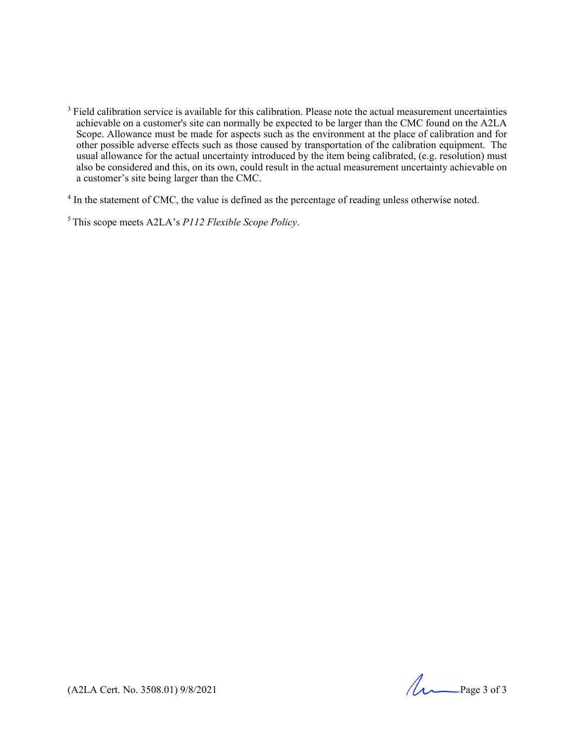[3] Field calibration service is available for this calibration. Please note the actual measurement uncertainties achievable on a customer's site can normally be expected to be larger than the CMC found on the A2LA Scope. Allowance must be made for aspects such as the environment at the place of calibration and for other possible adverse effects such as those caused by transportation of the calibration equipment. The usual allowance for the actual uncertainty introduced by the item being calibrated, (e.g. resolution) must also be considered and this, on its own, could result in the actual measurement uncertainty achievable on a customer's site being larger than the CMC.

[4] In the statement of CMC, the value is defined as the percentage of reading unless otherwise noted.

[5] This scope meets A2LA's *P112 Flexible Scope Policy*.

(A2LA Cert. No. 3508.01) 9/8/2021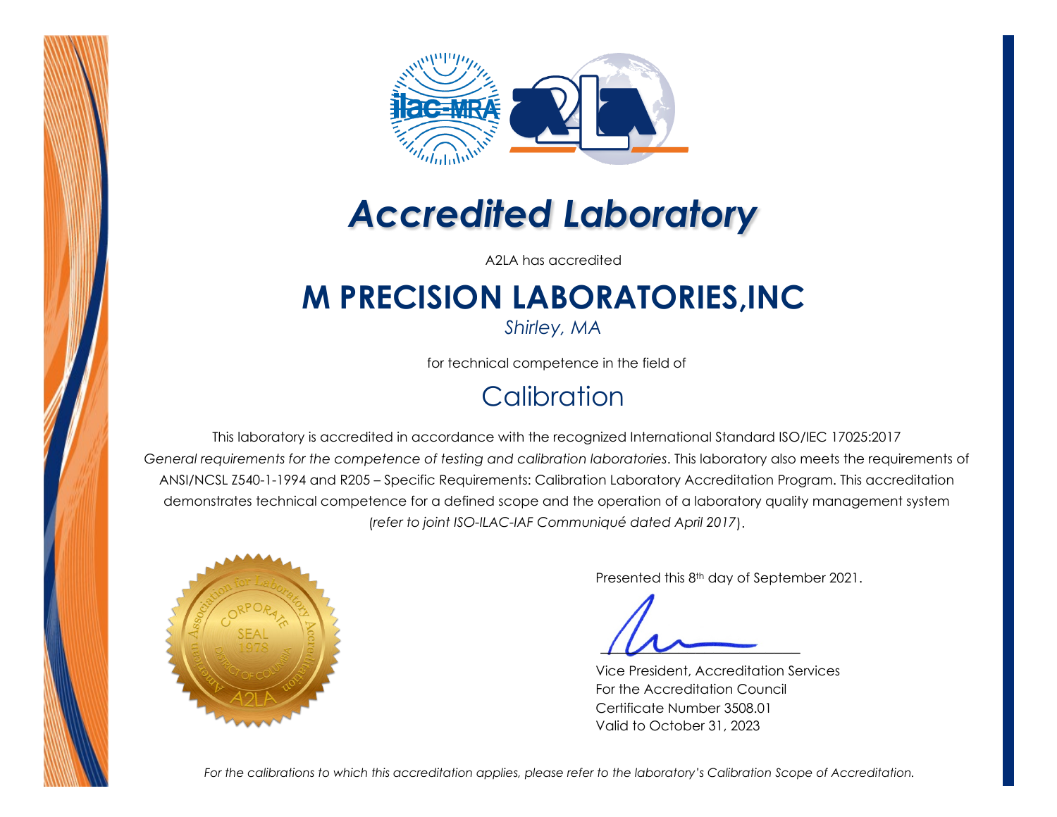# Accredited Laboratory

A2LA has accredited

## M PRECISION LABORATORIES,INC

*Shirley, MA*

for technical competence in the field of

## Calibration

This laboratory is accredited in accordance with the recognized International Standard ISO/IEC 17025:2017 *General requirements for the competence of testing and calibration laboratories*. This laboratory also meets the requirements of ANSI/NCSL Z540-1-1994 and R205 – Specific Requirements: Calibration Laboratory Accreditation Program. This accreditation demonstrates technical competence for a defined scope and the operation of a laboratory quality management system (*refer to joint ISO-ILAC-IAF Communiqué dated April 2017*).

Presented this 8th day of September 2021.

Vice President, Accreditation Services
For the Accreditation Council
Certificate Number 3508.01
Valid to October 31, 2023

*For the calibrations to which this accreditation applies, please refer to the laboratory's Calibration Scope of Accreditation.*